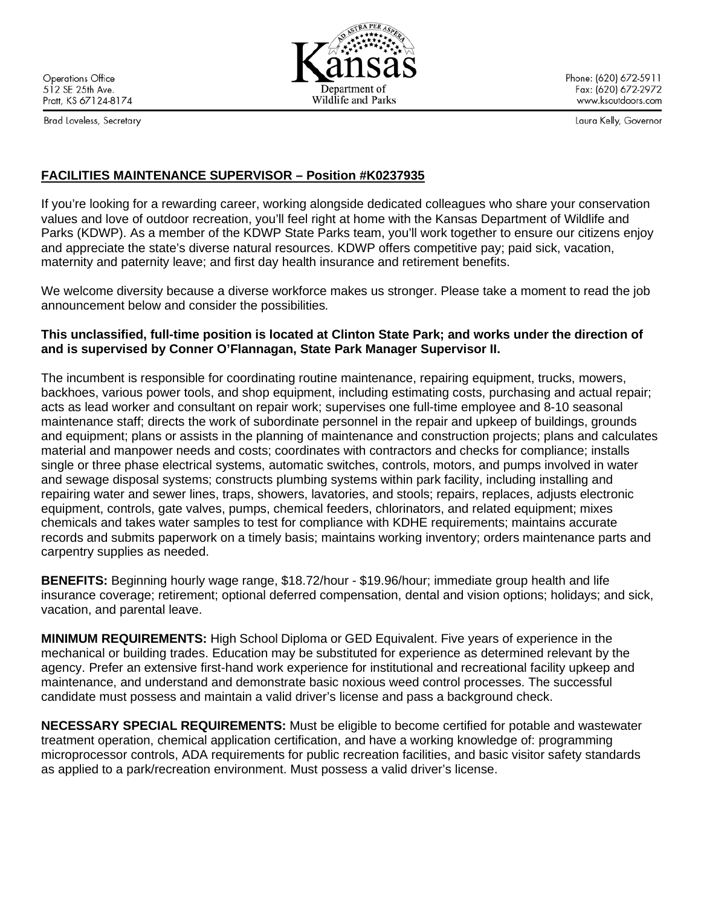Operations Office
512 SE 25th Ave.
Pratt, KS 67124-8174

Brad Loveless, Secretary

Kansas Department of Wildlife and Parks

Phone: (620) 672-5911
Fax: (620) 672-2972
www.ksoutdoors.com

Laura Kelly, Governor

**FACILITIES MAINTENANCE SUPERVISOR – Position #K0237935**

If you're looking for a rewarding career, working alongside dedicated colleagues who share your conservation values and love of outdoor recreation, you'll feel right at home with the Kansas Department of Wildlife and Parks (KDWP). As a member of the KDWP State Parks team, you'll work together to ensure our citizens enjoy and appreciate the state's diverse natural resources. KDWP offers competitive pay; paid sick, vacation, maternity and paternity leave; and first day health insurance and retirement benefits.

We welcome diversity because a diverse workforce makes us stronger. Please take a moment to read the job announcement below and consider the possibilities.

**This unclassified, full-time position is located at Clinton State Park; and works under the direction of and is supervised by Conner O'Flannagan, State Park Manager Supervisor II.**

The incumbent is responsible for coordinating routine maintenance, repairing equipment, trucks, mowers, backhoes, various power tools, and shop equipment, including estimating costs, purchasing and actual repair; acts as lead worker and consultant on repair work; supervises one full-time employee and 8-10 seasonal maintenance staff; directs the work of subordinate personnel in the repair and upkeep of buildings, grounds and equipment; plans or assists in the planning of maintenance and construction projects; plans and calculates material and manpower needs and costs; coordinates with contractors and checks for compliance; installs single or three phase electrical systems, automatic switches, controls, motors, and pumps involved in water and sewage disposal systems; constructs plumbing systems within park facility, including installing and repairing water and sewer lines, traps, showers, lavatories, and stools; repairs, replaces, adjusts electronic equipment, controls, gate valves, pumps, chemical feeders, chlorinators, and related equipment; mixes chemicals and takes water samples to test for compliance with KDHE requirements; maintains accurate records and submits paperwork on a timely basis; maintains working inventory; orders maintenance parts and carpentry supplies as needed.

**BENEFITS:** Beginning hourly wage range, $18.72/hour - $19.96/hour; immediate group health and life insurance coverage; retirement; optional deferred compensation, dental and vision options; holidays; and sick, vacation, and parental leave.

**MINIMUM REQUIREMENTS:** High School Diploma or GED Equivalent. Five years of experience in the mechanical or building trades. Education may be substituted for experience as determined relevant by the agency. Prefer an extensive first-hand work experience for institutional and recreational facility upkeep and maintenance, and understand and demonstrate basic noxious weed control processes. The successful candidate must possess and maintain a valid driver's license and pass a background check.

**NECESSARY SPECIAL REQUIREMENTS:** Must be eligible to become certified for potable and wastewater treatment operation, chemical application certification, and have a working knowledge of: programming microprocessor controls, ADA requirements for public recreation facilities, and basic visitor safety standards as applied to a park/recreation environment. Must possess a valid driver's license.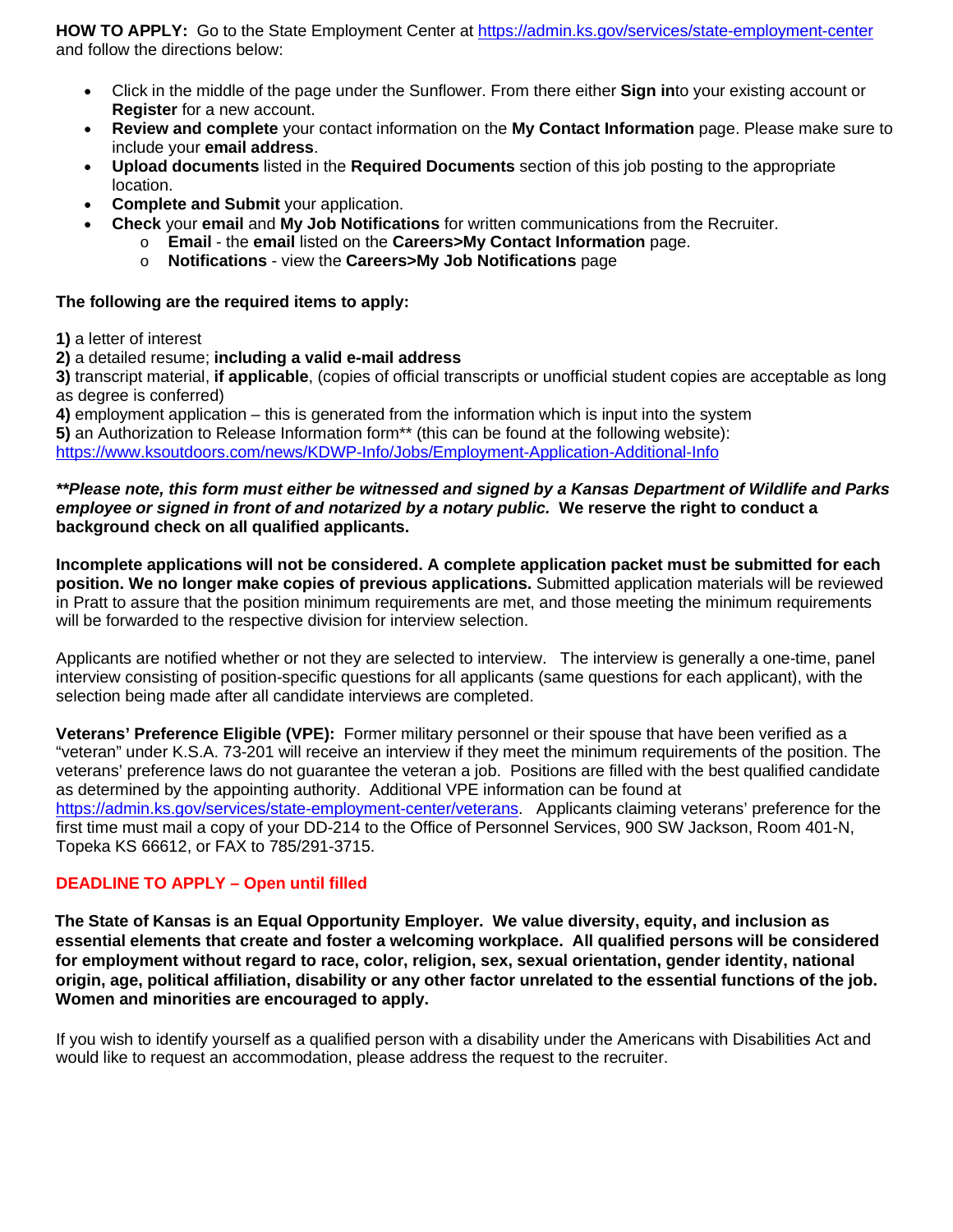**HOW TO APPLY:** Go to the State Employment Center at https://admin.ks.gov/services/state-employment-center and follow the directions below:

- Click in the middle of the page under the Sunflower. From there either **Sign in**to your existing account or **Register** for a new account.
- **Review and complete** your contact information on the **My Contact Information** page. Please make sure to include your **email address**.
- **Upload documents** listed in the **Required Documents** section of this job posting to the appropriate location.
- **Complete and Submit** your application.
- **Check** your **email** and **My Job Notifications** for written communications from the Recruiter.
  - **Email** - the **email** listed on the **Careers>My Contact Information** page.
  - **Notifications** - view the **Careers>My Job Notifications** page

**The following are the required items to apply:**

**1)** a letter of interest
**2)** a detailed resume; **including a valid e-mail address**
**3)** transcript material, **if applicable**, (copies of official transcripts or unofficial student copies are acceptable as long as degree is conferred)
**4)** employment application – this is generated from the information which is input into the system
**5)** an Authorization to Release Information form** (this can be found at the following website): https://www.ksoutdoors.com/news/KDWP-Info/Jobs/Employment-Application-Additional-Info

***\*\*Please note, this form must either be witnessed and signed by a Kansas Department of Wildlife and Parks employee or signed in front of and notarized by a notary public.*** **We reserve the right to conduct a background check on all qualified applicants.**

**Incomplete applications will not be considered. A complete application packet must be submitted for each position. We no longer make copies of previous applications.** Submitted application materials will be reviewed in Pratt to assure that the position minimum requirements are met, and those meeting the minimum requirements will be forwarded to the respective division for interview selection.

Applicants are notified whether or not they are selected to interview. The interview is generally a one-time, panel interview consisting of position-specific questions for all applicants (same questions for each applicant), with the selection being made after all candidate interviews are completed.

**Veterans' Preference Eligible (VPE):** Former military personnel or their spouse that have been verified as a "veteran" under K.S.A. 73-201 will receive an interview if they meet the minimum requirements of the position. The veterans' preference laws do not guarantee the veteran a job. Positions are filled with the best qualified candidate as determined by the appointing authority. Additional VPE information can be found at https://admin.ks.gov/services/state-employment-center/veterans. Applicants claiming veterans' preference for the first time must mail a copy of your DD-214 to the Office of Personnel Services, 900 SW Jackson, Room 401-N, Topeka KS 66612, or FAX to 785/291-3715.

**DEADLINE TO APPLY – Open until filled**

**The State of Kansas is an Equal Opportunity Employer. We value diversity, equity, and inclusion as essential elements that create and foster a welcoming workplace. All qualified persons will be considered for employment without regard to race, color, religion, sex, sexual orientation, gender identity, national origin, age, political affiliation, disability or any other factor unrelated to the essential functions of the job. Women and minorities are encouraged to apply.**

If you wish to identify yourself as a qualified person with a disability under the Americans with Disabilities Act and would like to request an accommodation, please address the request to the recruiter.